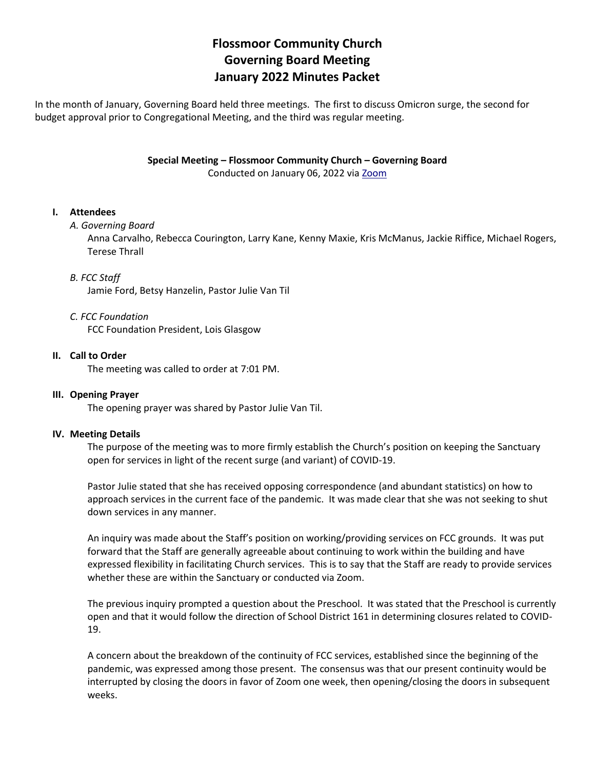# Flossmoor Community Church
# Governing Board Meeting
# January 2022 Minutes Packet

In the month of January, Governing Board held three meetings. The first to discuss Omicron surge, the second for budget approval prior to Congregational Meeting, and the third was regular meeting.

### Special Meeting – Flossmoor Community Church – Governing Board

Conducted on January 06, 2022 via Zoom

## I. Attendees

*A. Governing Board*

Anna Carvalho, Rebecca Courington, Larry Kane, Kenny Maxie, Kris McManus, Jackie Riffice, Michael Rogers, Terese Thrall

*B. FCC Staff*

Jamie Ford, Betsy Hanzelin, Pastor Julie Van Til

*C. FCC Foundation*

FCC Foundation President, Lois Glasgow

## II. Call to Order

The meeting was called to order at 7:01 PM.

## III. Opening Prayer

The opening prayer was shared by Pastor Julie Van Til.

## IV. Meeting Details

The purpose of the meeting was to more firmly establish the Church's position on keeping the Sanctuary open for services in light of the recent surge (and variant) of COVID-19.

Pastor Julie stated that she has received opposing correspondence (and abundant statistics) on how to approach services in the current face of the pandemic. It was made clear that she was not seeking to shut down services in any manner.

An inquiry was made about the Staff's position on working/providing services on FCC grounds. It was put forward that the Staff are generally agreeable about continuing to work within the building and have expressed flexibility in facilitating Church services. This is to say that the Staff are ready to provide services whether these are within the Sanctuary or conducted via Zoom.

The previous inquiry prompted a question about the Preschool. It was stated that the Preschool is currently open and that it would follow the direction of School District 161 in determining closures related to COVID-19.

A concern about the breakdown of the continuity of FCC services, established since the beginning of the pandemic, was expressed among those present. The consensus was that our present continuity would be interrupted by closing the doors in favor of Zoom one week, then opening/closing the doors in subsequent weeks.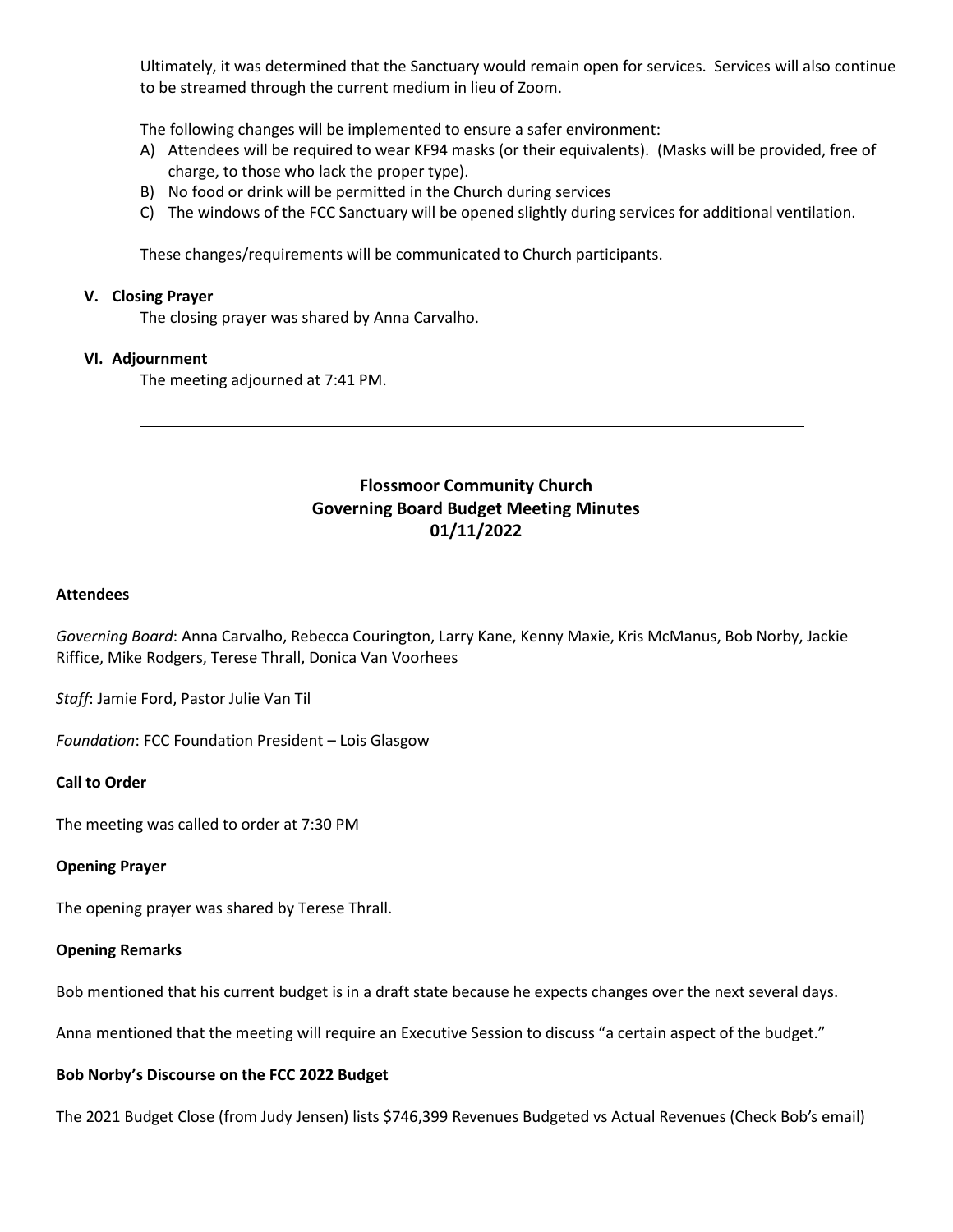Ultimately, it was determined that the Sanctuary would remain open for services. Services will also continue to be streamed through the current medium in lieu of Zoom.

The following changes will be implemented to ensure a safer environment:

A) Attendees will be required to wear KF94 masks (or their equivalents). (Masks will be provided, free of charge, to those who lack the proper type).
B) No food or drink will be permitted in the Church during services
C) The windows of the FCC Sanctuary will be opened slightly during services for additional ventilation.

These changes/requirements will be communicated to Church participants.

**V. Closing Prayer**

The closing prayer was shared by Anna Carvalho.

**VI. Adjournment**

The meeting adjourned at 7:41 PM.

---

## Flossmoor Community Church
## Governing Board Budget Meeting Minutes
## 01/11/2022

**Attendees**

*Governing Board*: Anna Carvalho, Rebecca Courington, Larry Kane, Kenny Maxie, Kris McManus, Bob Norby, Jackie Riffice, Mike Rodgers, Terese Thrall, Donica Van Voorhees

*Staff*: Jamie Ford, Pastor Julie Van Til

*Foundation*: FCC Foundation President – Lois Glasgow

**Call to Order**

The meeting was called to order at 7:30 PM

**Opening Prayer**

The opening prayer was shared by Terese Thrall.

**Opening Remarks**

Bob mentioned that his current budget is in a draft state because he expects changes over the next several days.

Anna mentioned that the meeting will require an Executive Session to discuss "a certain aspect of the budget."

**Bob Norby's Discourse on the FCC 2022 Budget**

The 2021 Budget Close (from Judy Jensen) lists $746,399 Revenues Budgeted vs Actual Revenues (Check Bob's email)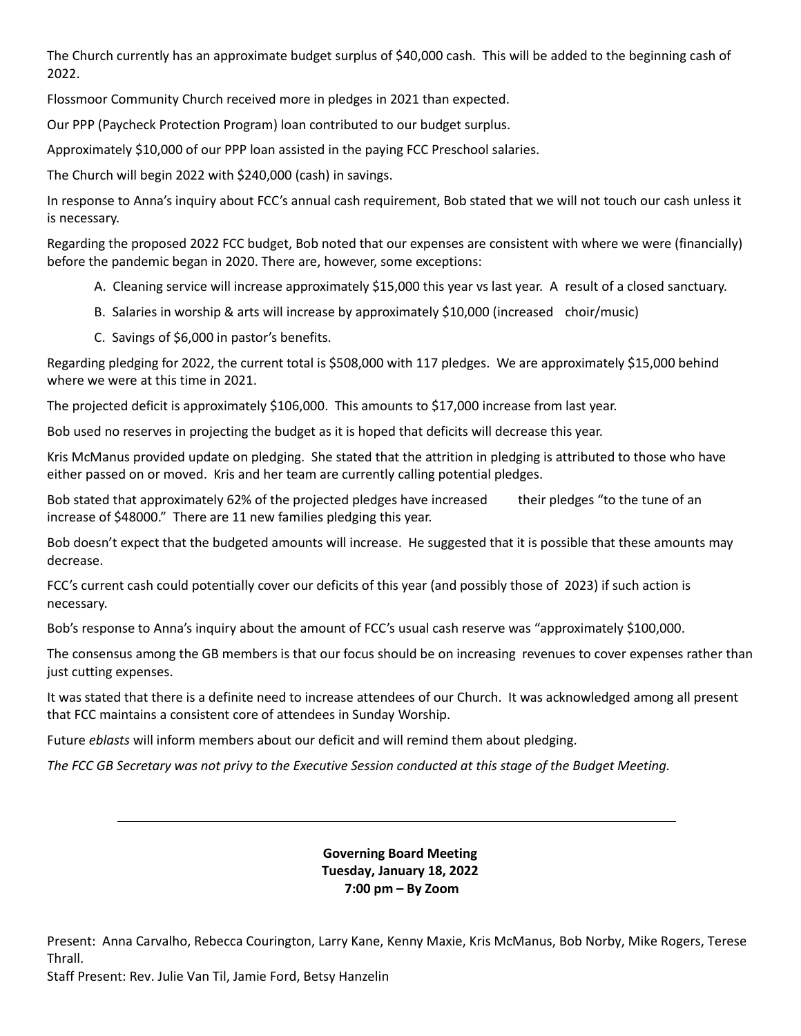The Church currently has an approximate budget surplus of $40,000 cash. This will be added to the beginning cash of 2022.

Flossmoor Community Church received more in pledges in 2021 than expected.

Our PPP (Paycheck Protection Program) loan contributed to our budget surplus.

Approximately $10,000 of our PPP loan assisted in the paying FCC Preschool salaries.

The Church will begin 2022 with $240,000 (cash) in savings.

In response to Anna's inquiry about FCC's annual cash requirement, Bob stated that we will not touch our cash unless it is necessary.

Regarding the proposed 2022 FCC budget, Bob noted that our expenses are consistent with where we were (financially) before the pandemic began in 2020. There are, however, some exceptions:

A. Cleaning service will increase approximately $15,000 this year vs last year. A result of a closed sanctuary.

B. Salaries in worship & arts will increase by approximately $10,000 (increased choir/music)

C. Savings of $6,000 in pastor's benefits.

Regarding pledging for 2022, the current total is $508,000 with 117 pledges. We are approximately $15,000 behind where we were at this time in 2021.

The projected deficit is approximately $106,000. This amounts to $17,000 increase from last year.

Bob used no reserves in projecting the budget as it is hoped that deficits will decrease this year.

Kris McManus provided update on pledging. She stated that the attrition in pledging is attributed to those who have either passed on or moved. Kris and her team are currently calling potential pledges.

Bob stated that approximately 62% of the projected pledges have increased their pledges "to the tune of an increase of $48000." There are 11 new families pledging this year.

Bob doesn't expect that the budgeted amounts will increase. He suggested that it is possible that these amounts may decrease.

FCC's current cash could potentially cover our deficits of this year (and possibly those of 2023) if such action is necessary.

Bob's response to Anna's inquiry about the amount of FCC's usual cash reserve was "approximately $100,000.

The consensus among the GB members is that our focus should be on increasing revenues to cover expenses rather than just cutting expenses.

It was stated that there is a definite need to increase attendees of our Church. It was acknowledged among all present that FCC maintains a consistent core of attendees in Sunday Worship.

Future *eblasts* will inform members about our deficit and will remind them about pledging.

*The FCC GB Secretary was not privy to the Executive Session conducted at this stage of the Budget Meeting.*

---

**Governing Board Meeting**
**Tuesday, January 18, 2022**
**7:00 pm – By Zoom**

Present: Anna Carvalho, Rebecca Courington, Larry Kane, Kenny Maxie, Kris McManus, Bob Norby, Mike Rogers, Terese Thrall.

Staff Present: Rev. Julie Van Til, Jamie Ford, Betsy Hanzelin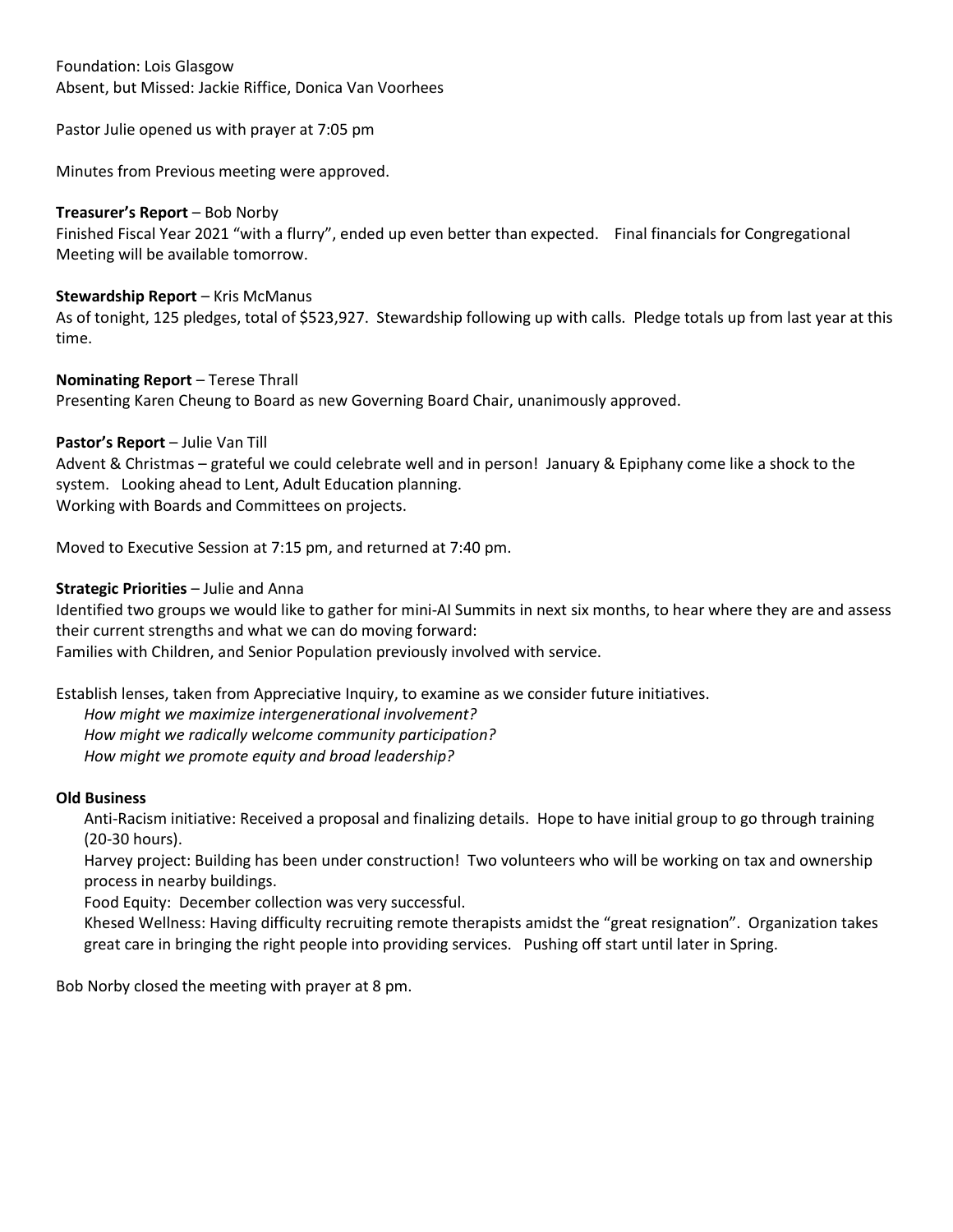Foundation: Lois Glasgow
Absent, but Missed: Jackie Riffice, Donica Van Voorhees

Pastor Julie opened us with prayer at 7:05 pm

Minutes from Previous meeting were approved.

**Treasurer's Report** – Bob Norby
Finished Fiscal Year 2021 "with a flurry", ended up even better than expected. Final financials for Congregational Meeting will be available tomorrow.

**Stewardship Report** – Kris McManus
As of tonight, 125 pledges, total of $523,927. Stewardship following up with calls. Pledge totals up from last year at this time.

**Nominating Report** – Terese Thrall
Presenting Karen Cheung to Board as new Governing Board Chair, unanimously approved.

**Pastor's Report** – Julie Van Till
Advent & Christmas – grateful we could celebrate well and in person! January & Epiphany come like a shock to the system. Looking ahead to Lent, Adult Education planning.
Working with Boards and Committees on projects.

Moved to Executive Session at 7:15 pm, and returned at 7:40 pm.

**Strategic Priorities** – Julie and Anna
Identified two groups we would like to gather for mini-AI Summits in next six months, to hear where they are and assess their current strengths and what we can do moving forward:
Families with Children, and Senior Population previously involved with service.

Establish lenses, taken from Appreciative Inquiry, to examine as we consider future initiatives.

*How might we maximize intergenerational involvement?*
*How might we radically welcome community participation?*
*How might we promote equity and broad leadership?*

**Old Business**

Anti-Racism initiative: Received a proposal and finalizing details. Hope to have initial group to go through training (20-30 hours).

Harvey project: Building has been under construction! Two volunteers who will be working on tax and ownership process in nearby buildings.

Food Equity: December collection was very successful.

Khesed Wellness: Having difficulty recruiting remote therapists amidst the "great resignation". Organization takes great care in bringing the right people into providing services. Pushing off start until later in Spring.

Bob Norby closed the meeting with prayer at 8 pm.